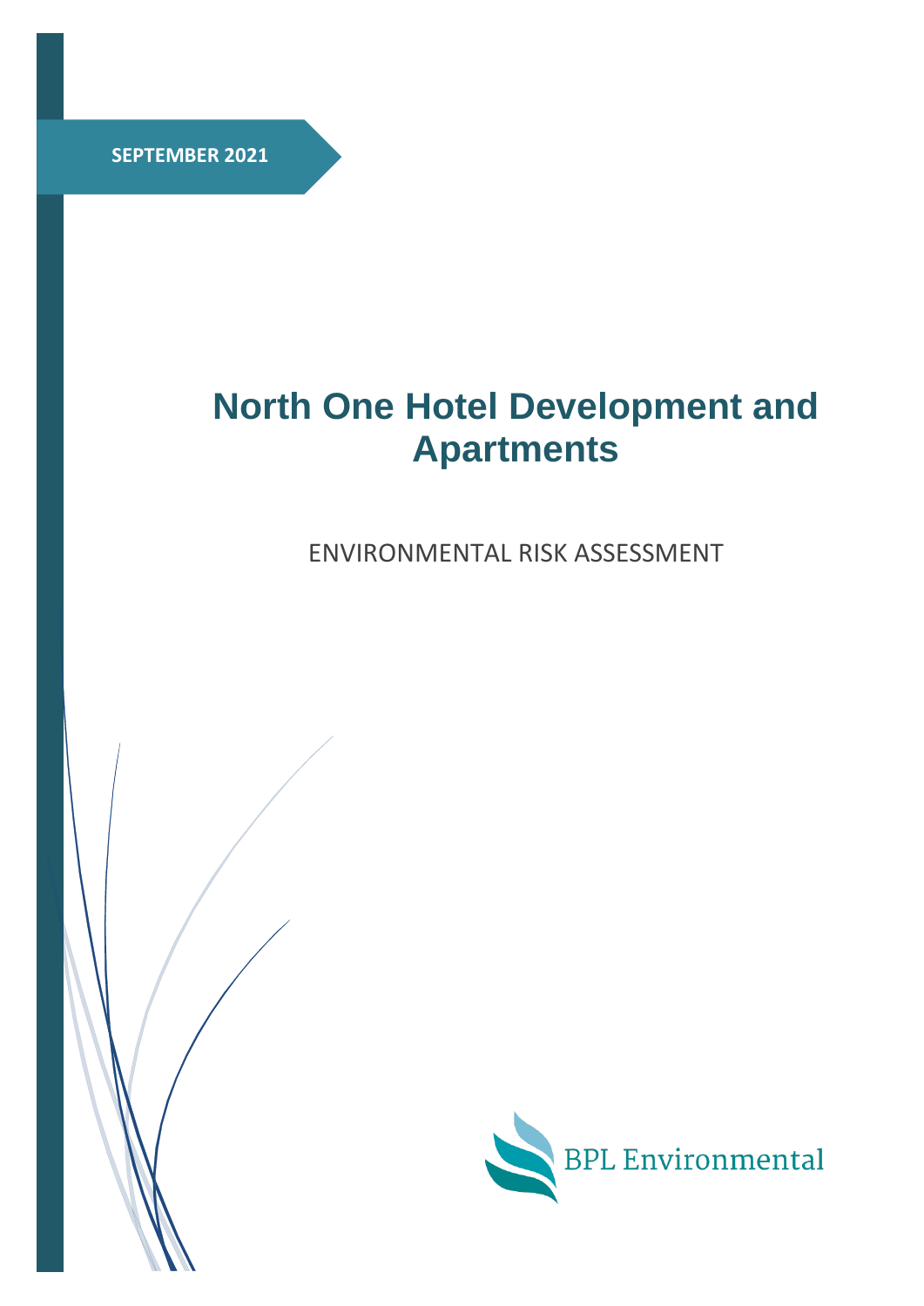SEPTEMBER 2021

# North One Hotel Development and Apartments

ENVIRONMENTAL RISK ASSESSMENT

BPL Environmental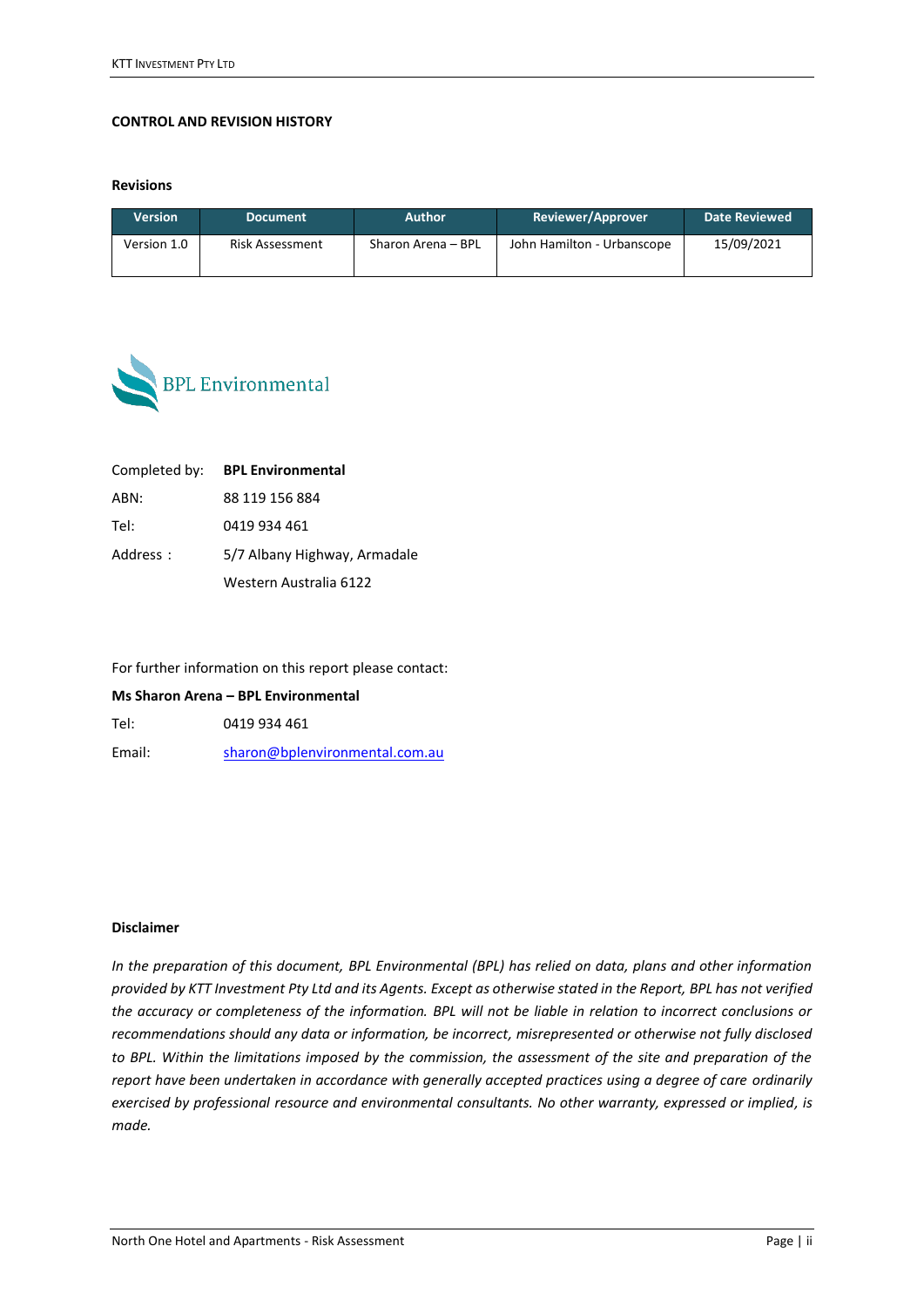**CONTROL AND REVISION HISTORY**

**Revisions**

| Version | Document | Author | Reviewer/Approver | Date Reviewed |
|---|---|---|---|---|
| Version 1.0 | Risk Assessment | Sharon Arena – BPL | John Hamilton - Urbanscope | 15/09/2021 |

BPL Environmental

| | |
|---|---|
| Completed by: | **BPL Environmental** |
| ABN: | 88 119 156 884 |
| Tel: | 0419 934 461 |
| Address : | 5/7 Albany Highway, Armadale |
| | Western Australia 6122 |

For further information on this report please contact:

**Ms Sharon Arena – BPL Environmental**

| | |
|---|---|
| Tel: | 0419 934 461 |
| Email: | sharon@bplenvironmental.com.au |

**Disclaimer**

*In the preparation of this document, BPL Environmental (BPL) has relied on data, plans and other information provided by KTT Investment Pty Ltd and its Agents. Except as otherwise stated in the Report, BPL has not verified the accuracy or completeness of the information. BPL will not be liable in relation to incorrect conclusions or recommendations should any data or information, be incorrect, misrepresented or otherwise not fully disclosed to BPL. Within the limitations imposed by the commission, the assessment of the site and preparation of the report have been undertaken in accordance with generally accepted practices using a degree of care ordinarily exercised by professional resource and environmental consultants. No other warranty, expressed or implied, is made.*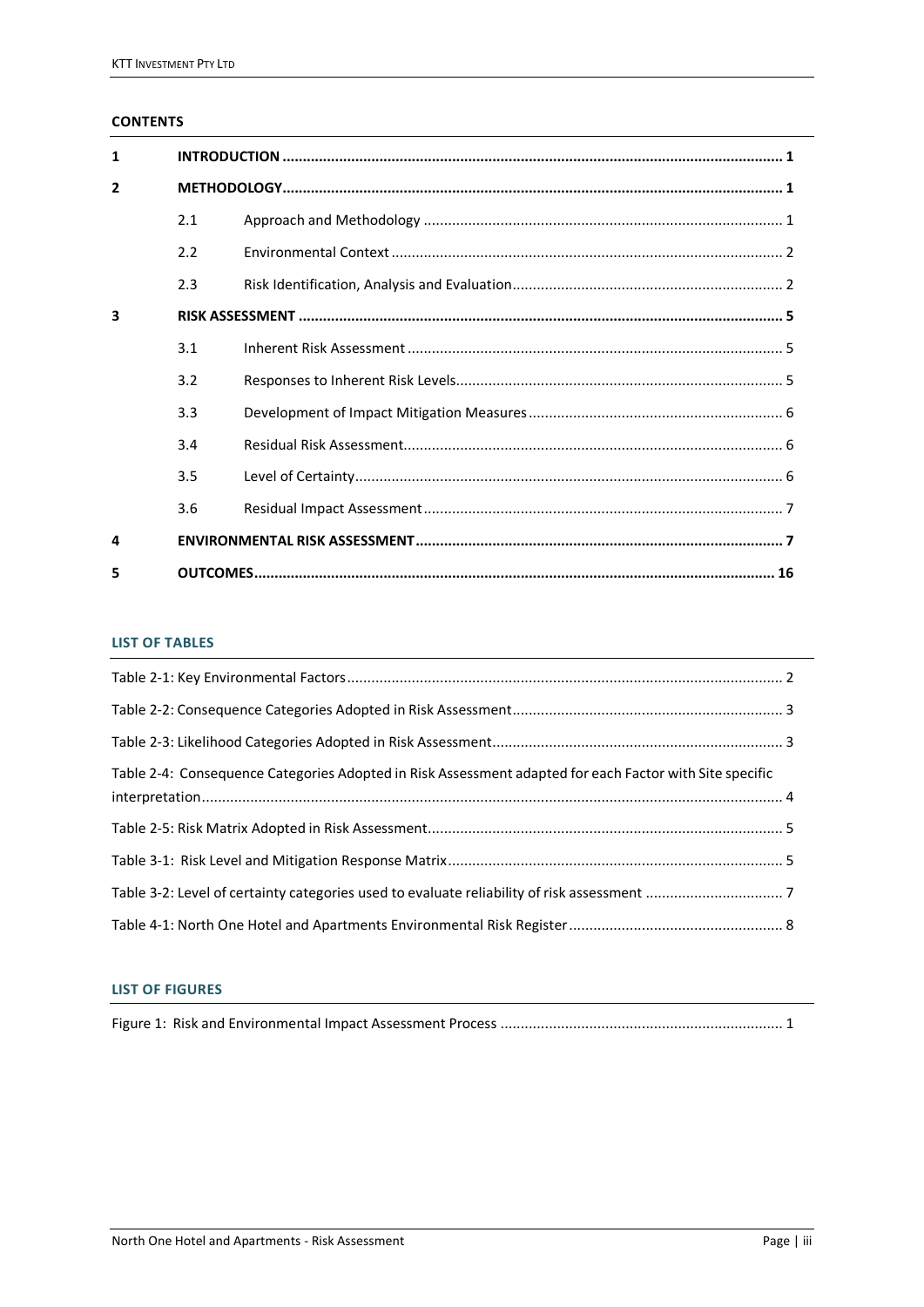## CONTENTS

| | | | |
|---|---|---|---|
| **1** | **INTRODUCTION** | | **1** |
| **2** | **METHODOLOGY** | | **1** |
| | 2.1 | Approach and Methodology | 1 |
| | 2.2 | Environmental Context | 2 |
| | 2.3 | Risk Identification, Analysis and Evaluation | 2 |
| **3** | **RISK ASSESSMENT** | | **5** |
| | 3.1 | Inherent Risk Assessment | 5 |
| | 3.2 | Responses to Inherent Risk Levels | 5 |
| | 3.3 | Development of Impact Mitigation Measures | 6 |
| | 3.4 | Residual Risk Assessment | 6 |
| | 3.5 | Level of Certainty | 6 |
| | 3.6 | Residual Impact Assessment | 7 |
| **4** | **ENVIRONMENTAL RISK ASSESSMENT** | | **7** |
| **5** | **OUTCOMES** | | **16** |

## LIST OF TABLES

| | |
|---|---|
| Table 2-1: Key Environmental Factors | 2 |
| Table 2-2: Consequence Categories Adopted in Risk Assessment | 3 |
| Table 2-3: Likelihood Categories Adopted in Risk Assessment | 3 |
| Table 2-4: Consequence Categories Adopted in Risk Assessment adapted for each Factor with Site specific interpretation | 4 |
| Table 2-5: Risk Matrix Adopted in Risk Assessment | 5 |
| Table 3-1: Risk Level and Mitigation Response Matrix | 5 |
| Table 3-2: Level of certainty categories used to evaluate reliability of risk assessment | 7 |
| Table 4-1: North One Hotel and Apartments Environmental Risk Register | 8 |

## LIST OF FIGURES

| | |
|---|---|
| Figure 1: Risk and Environmental Impact Assessment Process | 1 |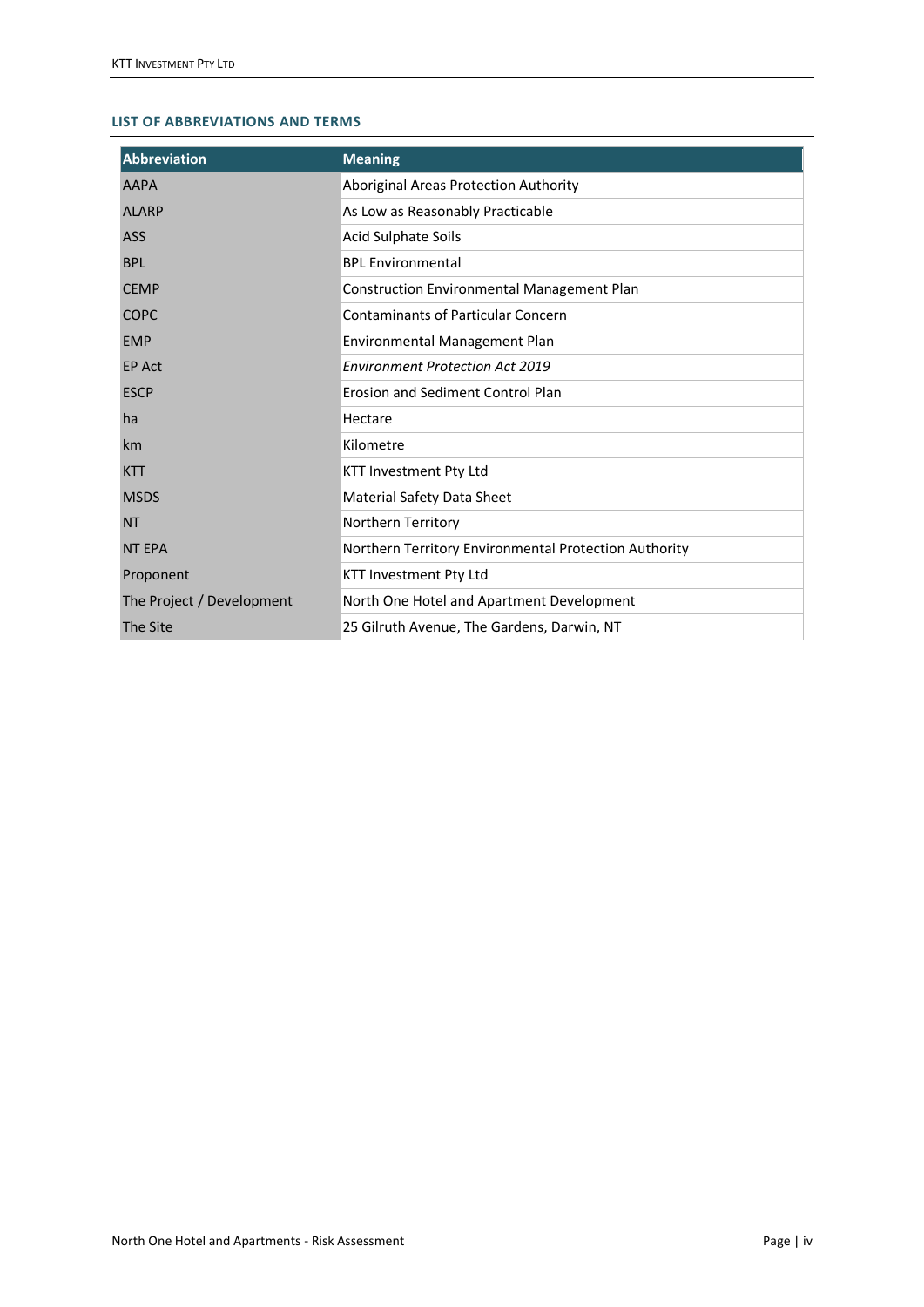## LIST OF ABBREVIATIONS AND TERMS

| Abbreviation | Meaning |
|---|---|
| AAPA | Aboriginal Areas Protection Authority |
| ALARP | As Low as Reasonably Practicable |
| ASS | Acid Sulphate Soils |
| BPL | BPL Environmental |
| CEMP | Construction Environmental Management Plan |
| COPC | Contaminants of Particular Concern |
| EMP | Environmental Management Plan |
| EP Act | *Environment Protection Act 2019* |
| ESCP | Erosion and Sediment Control Plan |
| ha | Hectare |
| km | Kilometre |
| KTT | KTT Investment Pty Ltd |
| MSDS | Material Safety Data Sheet |
| NT | Northern Territory |
| NT EPA | Northern Territory Environmental Protection Authority |
| Proponent | KTT Investment Pty Ltd |
| The Project / Development | North One Hotel and Apartment Development |
| The Site | 25 Gilruth Avenue, The Gardens, Darwin, NT |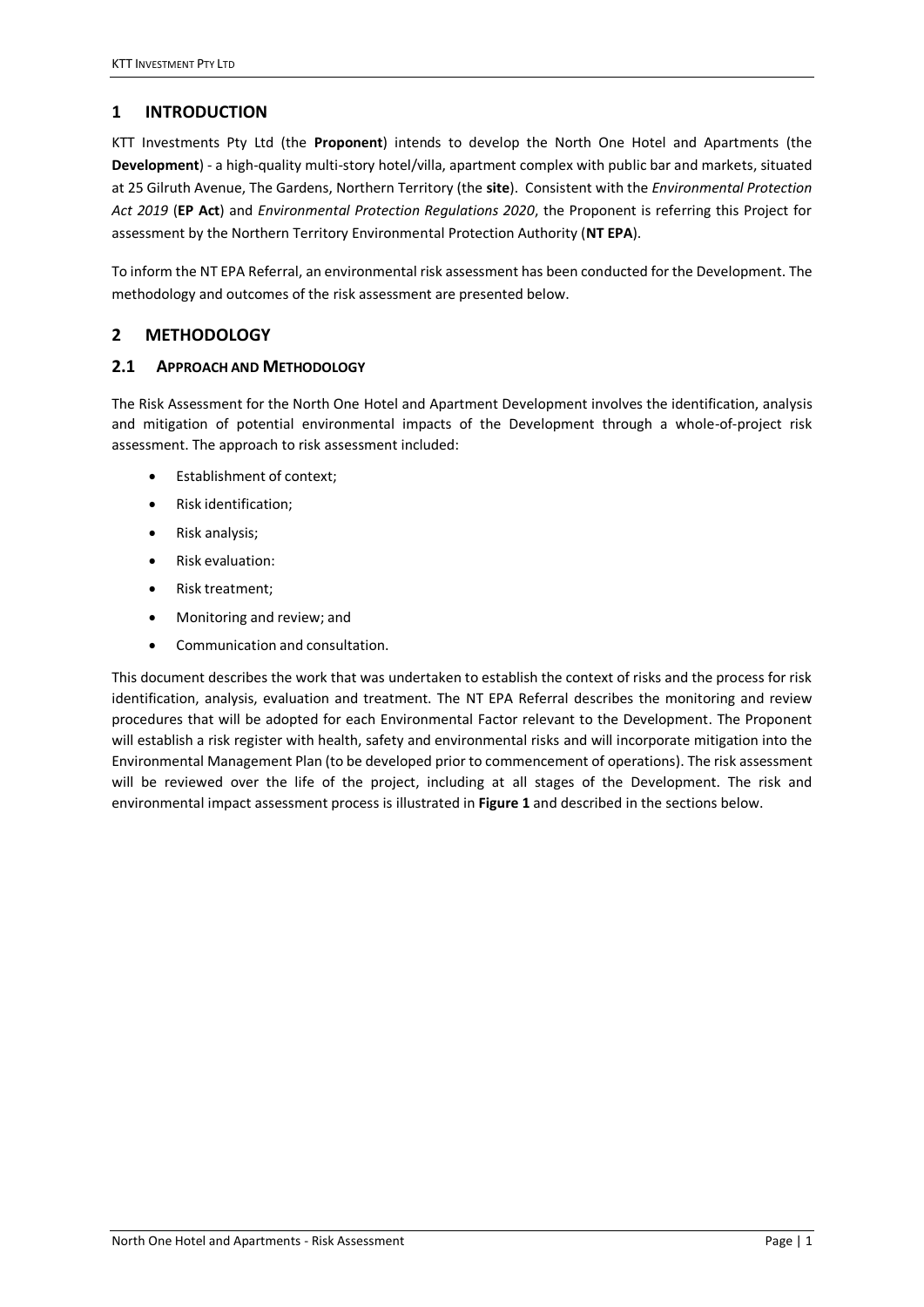# 1 INTRODUCTION

KTT Investments Pty Ltd (the **Proponent**) intends to develop the North One Hotel and Apartments (the **Development**) - a high-quality multi-story hotel/villa, apartment complex with public bar and markets, situated at 25 Gilruth Avenue, The Gardens, Northern Territory (the **site**). Consistent with the *Environmental Protection Act 2019* (**EP Act**) and *Environmental Protection Regulations 2020*, the Proponent is referring this Project for assessment by the Northern Territory Environmental Protection Authority (**NT EPA**).

To inform the NT EPA Referral, an environmental risk assessment has been conducted for the Development. The methodology and outcomes of the risk assessment are presented below.

# 2 METHODOLOGY

## 2.1 APPROACH AND METHODOLOGY

The Risk Assessment for the North One Hotel and Apartment Development involves the identification, analysis and mitigation of potential environmental impacts of the Development through a whole-of-project risk assessment. The approach to risk assessment included:

- Establishment of context;
- Risk identification;
- Risk analysis;
- Risk evaluation:
- Risk treatment;
- Monitoring and review; and
- Communication and consultation.

This document describes the work that was undertaken to establish the context of risks and the process for risk identification, analysis, evaluation and treatment. The NT EPA Referral describes the monitoring and review procedures that will be adopted for each Environmental Factor relevant to the Development. The Proponent will establish a risk register with health, safety and environmental risks and will incorporate mitigation into the Environmental Management Plan (to be developed prior to commencement of operations). The risk assessment will be reviewed over the life of the project, including at all stages of the Development. The risk and environmental impact assessment process is illustrated in **Figure 1** and described in the sections below.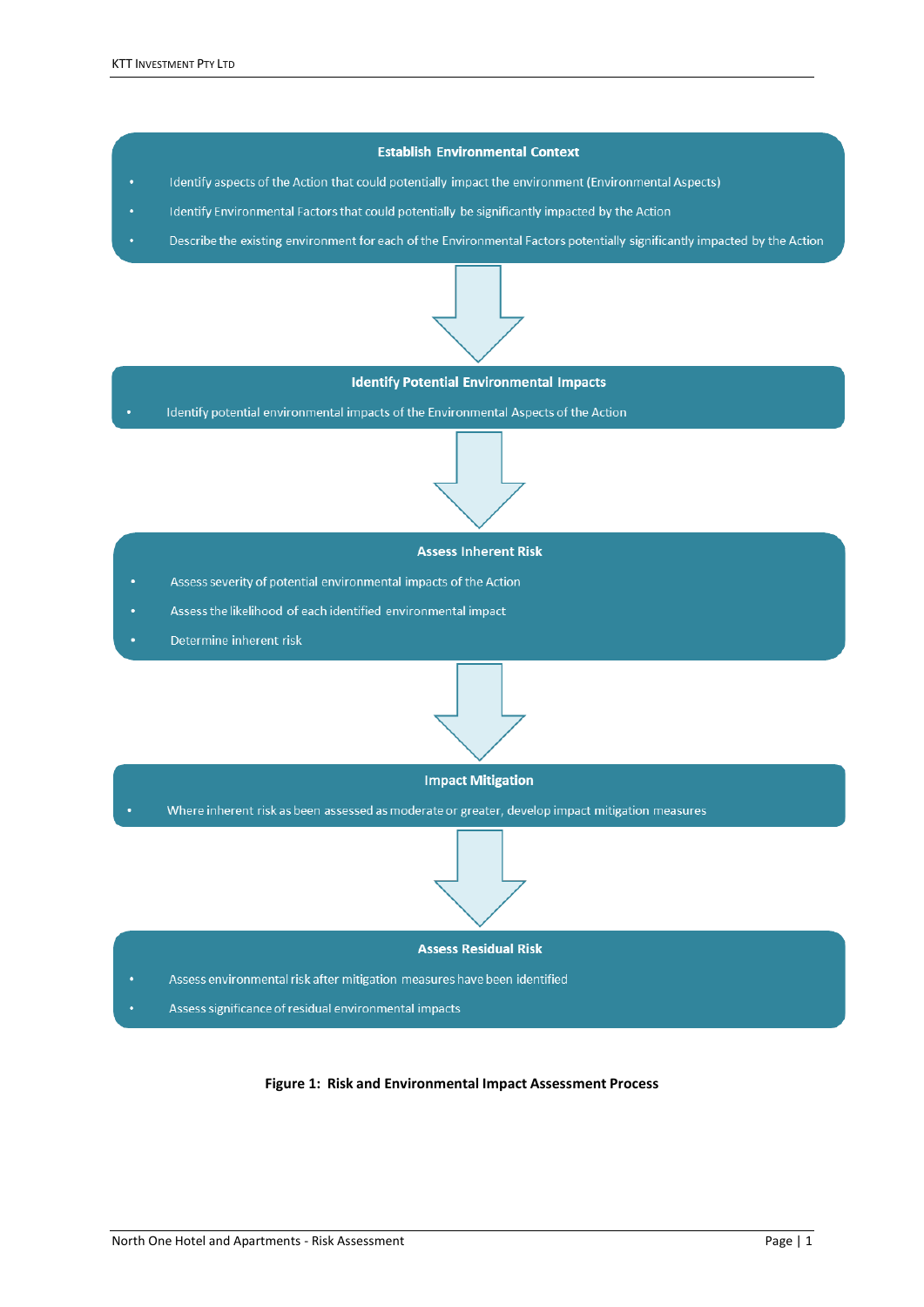**Establish Environmental Context**

- Identify aspects of the Action that could potentially impact the environment (Environmental Aspects)
- Identify Environmental Factors that could potentially be significantly impacted by the Action
- Describe the existing environment for each of the Environmental Factors potentially significantly impacted by the Action

**Identify Potential Environmental Impacts**

- Identify potential environmental impacts of the Environmental Aspects of the Action

**Assess Inherent Risk**

- Assess severity of potential environmental impacts of the Action
- Assess the likelihood of each identified environmental impact
- Determine inherent risk

**Impact Mitigation**

- Where inherent risk as been assessed as moderate or greater, develop impact mitigation measures

**Assess Residual Risk**

- Assess environmental risk after mitigation measures have been identified
- Assess significance of residual environmental impacts

**Figure 1: Risk and Environmental Impact Assessment Process**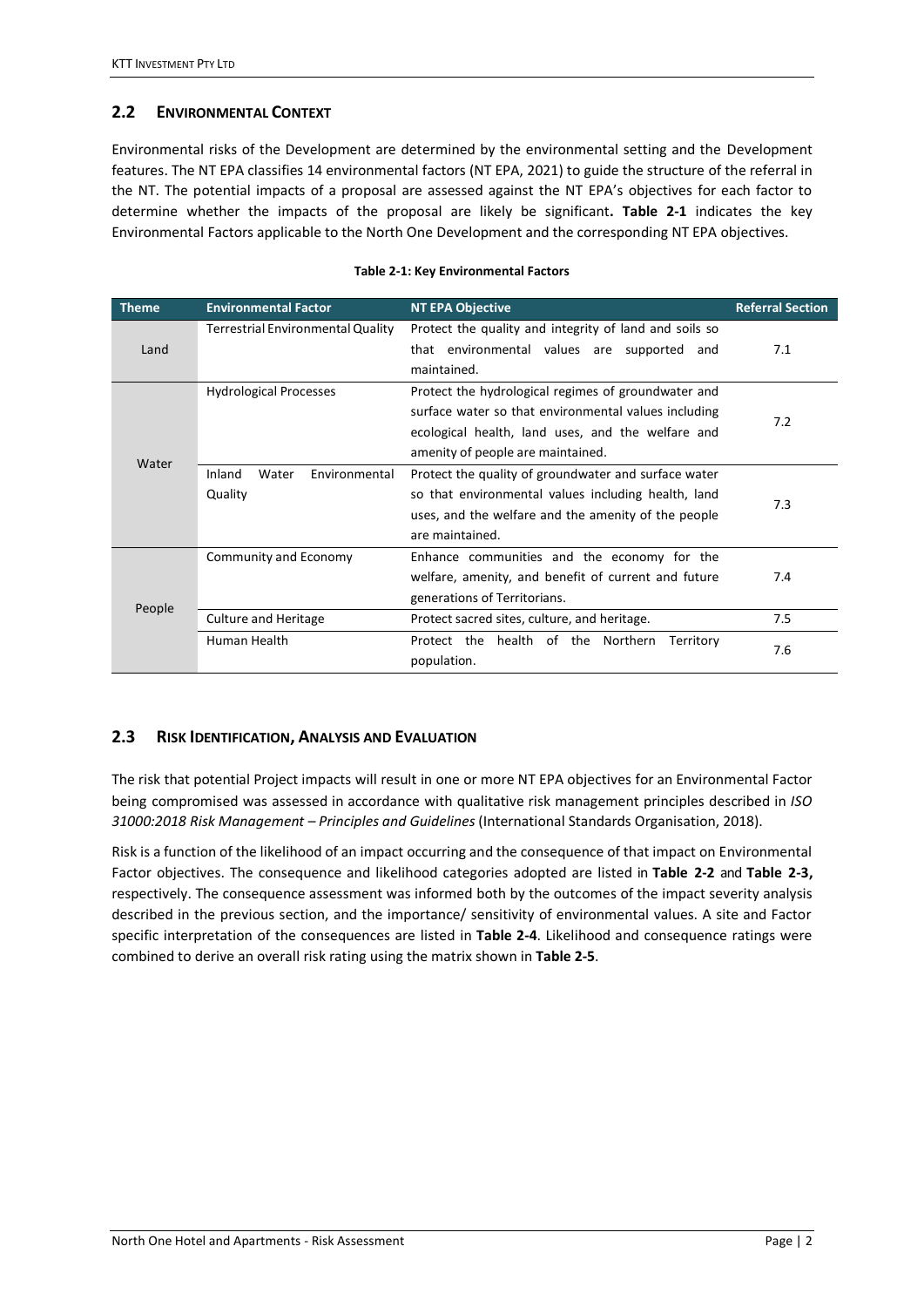## 2.2 ENVIRONMENTAL CONTEXT

Environmental risks of the Development are determined by the environmental setting and the Development features. The NT EPA classifies 14 environmental factors (NT EPA, 2021) to guide the structure of the referral in the NT. The potential impacts of a proposal are assessed against the NT EPA's objectives for each factor to determine whether the impacts of the proposal are likely be significant**.** **Table 2-1** indicates the key Environmental Factors applicable to the North One Development and the corresponding NT EPA objectives.

**Table 2-1: Key Environmental Factors**

| Theme | Environmental Factor | NT EPA Objective | Referral Section |
|---|---|---|---|
| Land | Terrestrial Environmental Quality | Protect the quality and integrity of land and soils so that environmental values are supported and maintained. | 7.1 |
| Water | Hydrological Processes | Protect the hydrological regimes of groundwater and surface water so that environmental values including ecological health, land uses, and the welfare and amenity of people are maintained. | 7.2 |
| | Inland Water Environmental Quality | Protect the quality of groundwater and surface water so that environmental values including health, land uses, and the welfare and the amenity of the people are maintained. | 7.3 |
| People | Community and Economy | Enhance communities and the economy for the welfare, amenity, and benefit of current and future generations of Territorians. | 7.4 |
| | Culture and Heritage | Protect sacred sites, culture, and heritage. | 7.5 |
| | Human Health | Protect the health of the Northern Territory population. | 7.6 |

## 2.3 RISK IDENTIFICATION, ANALYSIS AND EVALUATION

The risk that potential Project impacts will result in one or more NT EPA objectives for an Environmental Factor being compromised was assessed in accordance with qualitative risk management principles described in *ISO 31000:2018 Risk Management – Principles and Guidelines* (International Standards Organisation, 2018).

Risk is a function of the likelihood of an impact occurring and the consequence of that impact on Environmental Factor objectives. The consequence and likelihood categories adopted are listed in **Table 2-2** and **Table 2-3,** respectively. The consequence assessment was informed both by the outcomes of the impact severity analysis described in the previous section, and the importance/ sensitivity of environmental values. A site and Factor specific interpretation of the consequences are listed in **Table 2-4**. Likelihood and consequence ratings were combined to derive an overall risk rating using the matrix shown in **Table 2-5**.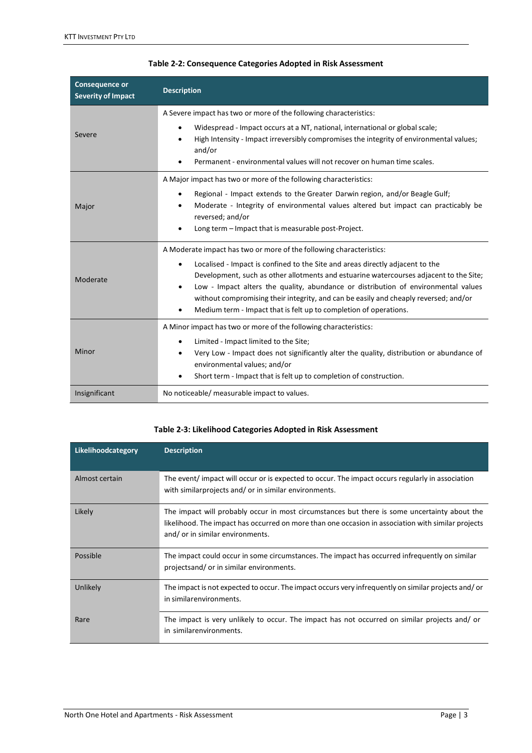**Table 2-2: Consequence Categories Adopted in Risk Assessment**

| Consequence or Severity of Impact | Description |
|---|---|
| Severe | A Severe impact has two or more of the following characteristics:<br>• Widespread - Impact occurs at a NT, national, international or global scale;<br>• High Intensity - Impact irreversibly compromises the integrity of environmental values; and/or<br>• Permanent - environmental values will not recover on human time scales. |
| Major | A Major impact has two or more of the following characteristics:<br>• Regional - Impact extends to the Greater Darwin region, and/or Beagle Gulf;<br>• Moderate - Integrity of environmental values altered but impact can practicably be reversed; and/or<br>• Long term – Impact that is measurable post-Project. |
| Moderate | A Moderate impact has two or more of the following characteristics:<br>• Localised - Impact is confined to the Site and areas directly adjacent to the Development, such as other allotments and estuarine watercourses adjacent to the Site;<br>• Low - Impact alters the quality, abundance or distribution of environmental values without compromising their integrity, and can be easily and cheaply reversed; and/or<br>• Medium term - Impact that is felt up to completion of operations. |
| Minor | A Minor impact has two or more of the following characteristics:<br>• Limited - Impact limited to the Site;<br>• Very Low - Impact does not significantly alter the quality, distribution or abundance of environmental values; and/or<br>• Short term - Impact that is felt up to completion of construction. |
| Insignificant | No noticeable/ measurable impact to values. |

**Table 2-3: Likelihood Categories Adopted in Risk Assessment**

| Likelihoodcategory | Description |
|---|---|
| Almost certain | The event/ impact will occur or is expected to occur. The impact occurs regularly in association with similarprojects and/ or in similar environments. |
| Likely | The impact will probably occur in most circumstances but there is some uncertainty about the likelihood. The impact has occurred on more than one occasion in association with similar projects and/ or in similar environments. |
| Possible | The impact could occur in some circumstances. The impact has occurred infrequently on similar projectsand/ or in similar environments. |
| Unlikely | The impact is not expected to occur. The impact occurs very infrequently on similar projects and/ or in similarenvironments. |
| Rare | The impact is very unlikely to occur. The impact has not occurred on similar projects and/ or in similarenvironments. |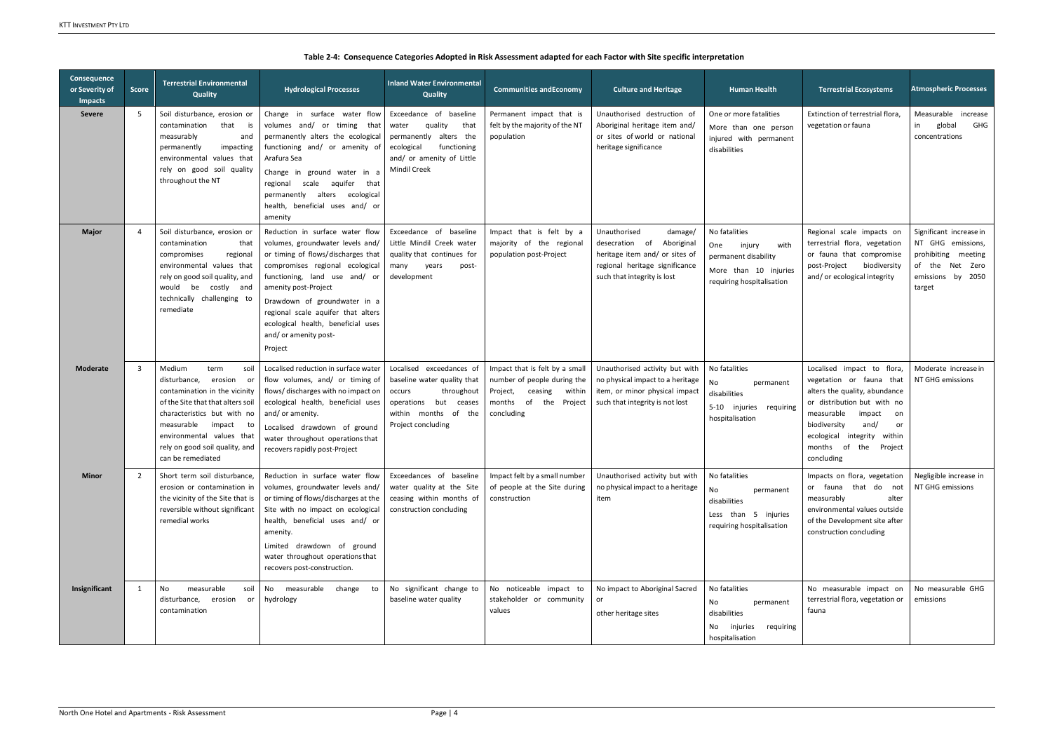**Table 2-4: Consequence Categories Adopted in Risk Assessment adapted for each Factor with Site specific interpretation**

| Consequence or Severity of Impacts | Score | Terrestrial Environmental Quality | Hydrological Processes | Inland Water Environmental Quality | Communities andEconomy | Culture and Heritage | Human Health | Terrestrial Ecosystems | Atmospheric Processes |
|---|---|---|---|---|---|---|---|---|---|
| **Severe** | 5 | Soil disturbance, erosion or contamination that is measurably and permanently impacting environmental values that rely on good soil quality throughout the NT | Change in surface water flow volumes and/ or timing that permanently alters the ecological functioning and/ or amenity of Arafura Sea<br>Change in ground water in a regional scale aquifer that permanently alters ecological health, beneficial uses and/ or amenity | Exceedance of baseline water quality that permanently alters the ecological functioning and/ or amenity of Little Mindil Creek | Permanent impact that is felt by the majority of the NT population | Unauthorised destruction of Aboriginal heritage item and/ or sites of world or national heritage significance | One or more fatalities<br>More than one person injured with permanent disabilities | Extinction of terrestrial flora, vegetation or fauna | Measurable increase in global GHG concentrations |
| **Major** | 4 | Soil disturbance, erosion or contamination that compromises regional environmental values that rely on good soil quality, and would be costly and technically challenging to remediate | Reduction in surface water flow volumes, groundwater levels and/ or timing of flows/discharges that compromises regional ecological functioning, land use and/ or amenity post-Project<br>Drawdown of groundwater in a regional scale aquifer that alters ecological health, beneficial uses and/ or amenity post-<br>Project | Exceedance of baseline Little Mindil Creek water quality that continues for many years post-development | Impact that is felt by a majority of the regional population post-Project | Unauthorised damage/ desecration of Aboriginal heritage item and/ or sites of regional heritage significance such that integrity is lost | No fatalities<br>One injury with permanent disability<br>More than 10 injuries requiring hospitalisation | Regional scale impacts on terrestrial flora, vegetation or fauna that compromise post-Project biodiversity and/ or ecological integrity | Significant increase in NT GHG emissions, prohibiting meeting of the Net Zero emissions by 2050 target |
| **Moderate** | 3 | Medium term soil disturbance, erosion or contamination in the vicinity of the Site that alters soil characteristics but with no measurable impact to environmental values that rely on good soil quality, and can be remediated | Localised reduction in surface water flow volumes, and/ or timing of flows/ discharges with no impact on ecological health, beneficial uses and/ or amenity.<br>Localised drawdown of ground water throughout operations that recovers rapidly post-Project | Localised exceedances of baseline water quality that occurs throughout operations but ceases within months of the Project concluding | Impact that is felt by a small number of people during the Project, ceasing within months of the Project concluding | Unauthorised activity but with no physical impact to a heritage item, or minor physical impact such that integrity is not lost | No fatalities<br>No permanent disabilities<br>5-10 injuries requiring hospitalisation | Localised impact to flora, vegetation or fauna that alters the quality, abundance or distribution but with no measurable impact on biodiversity and/ or ecological integrity within months of the Project concluding | Moderate increase in NT GHG emissions |
| **Minor** | 2 | Short term soil disturbance, erosion or contamination in the vicinity of the Site that is reversible without significant remedial works | Reduction in surface water flow volumes, groundwater levels and/ or timing of flows/discharges at the Site with no impact on ecological health, beneficial uses and/ or amenity.<br>Limited drawdown of ground water throughout operations that recovers post-construction. | Exceedances of baseline water quality at the Site ceasing within months of construction concluding | Impact felt by a small number of people at the Site during construction | Unauthorised activity but with no physical impact to a heritage item | No fatalities<br>No permanent disabilities<br>Less than 5 injuries requiring hospitalisation | Impacts on flora, vegetation or fauna that do not measurably alter environmental values outside of the Development site after construction concluding | Negligible increase in NT GHG emissions |
| **Insignificant** | 1 | No measurable soil disturbance, erosion or contamination | No measurable change to hydrology | No significant change to baseline water quality | No noticeable impact to stakeholder or community values | No impact to Aboriginal Sacred or<br>other heritage sites | No fatalities<br>No permanent disabilities<br>No injuries requiring hospitalisation | No measurable impact on terrestrial flora, vegetation or fauna | No measurable GHG emissions |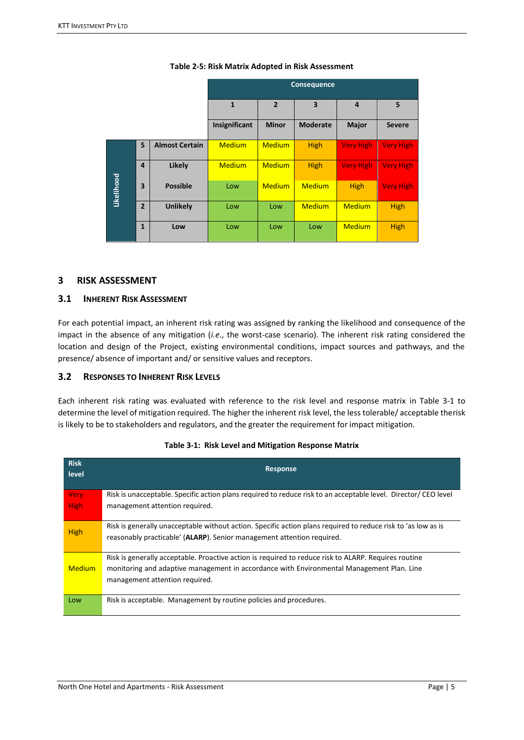**Table 2-5: Risk Matrix Adopted in Risk Assessment**

| | | | Consequence | | | | |
|---|---|---|---|---|---|---|---|
| | | | 1 | 2 | 3 | 4 | 5 |
| | | | Insignificant | Minor | Moderate | Major | Severe |
| Likelihood | 5 | Almost Certain | Medium | Medium | High | Very High | Very High |
| | 4 | Likely | Medium | Medium | High | Very High | Very High |
| | 3 | Possible | Low | Medium | Medium | High | Very High |
| | 2 | Unlikely | Low | Low | Medium | Medium | High |
| | 1 | Low | Low | Low | Low | Medium | High |

# 3 RISK ASSESSMENT

## 3.1 INHERENT RISK ASSESSMENT

For each potential impact, an inherent risk rating was assigned by ranking the likelihood and consequence of the impact in the absence of any mitigation (*i.e.*, the worst-case scenario). The inherent risk rating considered the location and design of the Project, existing environmental conditions, impact sources and pathways, and the presence/ absence of important and/ or sensitive values and receptors.

## 3.2 RESPONSES TO INHERENT RISK LEVELS

Each inherent risk rating was evaluated with reference to the risk level and response matrix in Table 3-1 to determine the level of mitigation required. The higher the inherent risk level, the less tolerable/ acceptable therisk is likely to be to stakeholders and regulators, and the greater the requirement for impact mitigation.

**Table 3-1: Risk Level and Mitigation Response Matrix**

| Risk level | Response |
|---|---|
| Very High | Risk is unacceptable. Specific action plans required to reduce risk to an acceptable level. Director/ CEO level management attention required. |
| High | Risk is generally unacceptable without action. Specific action plans required to reduce risk to 'as low as is reasonably practicable' (**ALARP**). Senior management attention required. |
| Medium | Risk is generally acceptable. Proactive action is required to reduce risk to ALARP. Requires routine monitoring and adaptive management in accordance with Environmental Management Plan. Line management attention required. |
| Low | Risk is acceptable. Management by routine policies and procedures. |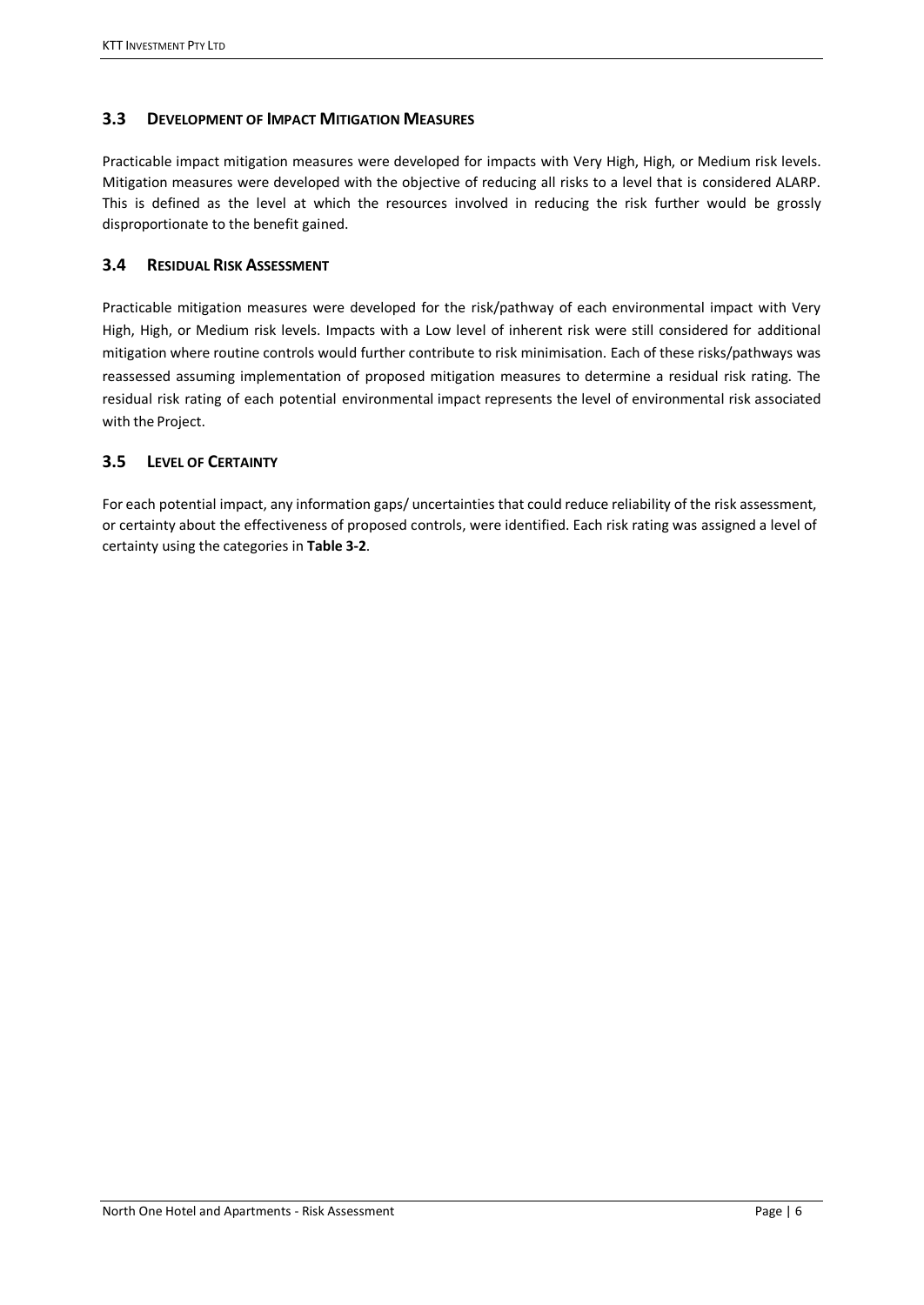## 3.3 Development of Impact Mitigation Measures

Practicable impact mitigation measures were developed for impacts with Very High, High, or Medium risk levels. Mitigation measures were developed with the objective of reducing all risks to a level that is considered ALARP. This is defined as the level at which the resources involved in reducing the risk further would be grossly disproportionate to the benefit gained.

## 3.4 Residual Risk Assessment

Practicable mitigation measures were developed for the risk/pathway of each environmental impact with Very High, High, or Medium risk levels. Impacts with a Low level of inherent risk were still considered for additional mitigation where routine controls would further contribute to risk minimisation. Each of these risks/pathways was reassessed assuming implementation of proposed mitigation measures to determine a residual risk rating. The residual risk rating of each potential environmental impact represents the level of environmental risk associated with the Project.

## 3.5 Level of Certainty

For each potential impact, any information gaps/ uncertainties that could reduce reliability of the risk assessment, or certainty about the effectiveness of proposed controls, were identified. Each risk rating was assigned a level of certainty using the categories in **Table 3-2**.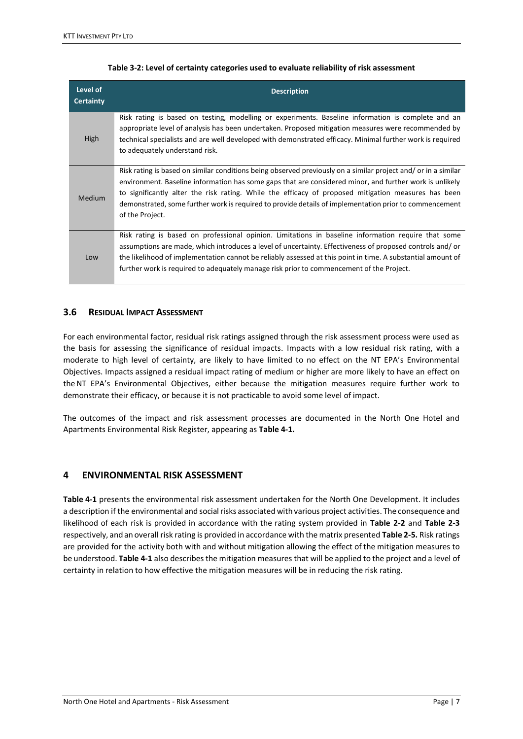**Table 3-2: Level of certainty categories used to evaluate reliability of risk assessment**

| Level of Certainty | Description |
|---|---|
| High | Risk rating is based on testing, modelling or experiments. Baseline information is complete and an appropriate level of analysis has been undertaken. Proposed mitigation measures were recommended by technical specialists and are well developed with demonstrated efficacy. Minimal further work is required to adequately understand risk. |
| Medium | Risk rating is based on similar conditions being observed previously on a similar project and/ or in a similar environment. Baseline information has some gaps that are considered minor, and further work is unlikely to significantly alter the risk rating. While the efficacy of proposed mitigation measures has been demonstrated, some further work is required to provide details of implementation prior to commencement of the Project. |
| Low | Risk rating is based on professional opinion. Limitations in baseline information require that some assumptions are made, which introduces a level of uncertainty. Effectiveness of proposed controls and/ or the likelihood of implementation cannot be reliably assessed at this point in time. A substantial amount of further work is required to adequately manage risk prior to commencement of the Project. |

### 3.6 RESIDUAL IMPACT ASSESSMENT

For each environmental factor, residual risk ratings assigned through the risk assessment process were used as the basis for assessing the significance of residual impacts. Impacts with a low residual risk rating, with a moderate to high level of certainty, are likely to have limited to no effect on the NT EPA's Environmental Objectives. Impacts assigned a residual impact rating of medium or higher are more likely to have an effect on the NT EPA's Environmental Objectives, either because the mitigation measures require further work to demonstrate their efficacy, or because it is not practicable to avoid some level of impact.

The outcomes of the impact and risk assessment processes are documented in the North One Hotel and Apartments Environmental Risk Register, appearing as **Table 4-1.**

## 4 ENVIRONMENTAL RISK ASSESSMENT

**Table 4-1** presents the environmental risk assessment undertaken for the North One Development. It includes a description if the environmental and social risks associated with various project activities. The consequence and likelihood of each risk is provided in accordance with the rating system provided in **Table 2-2** and **Table 2-3** respectively, and an overall risk rating is provided in accordance with the matrix presented **Table 2-5.** Risk ratings are provided for the activity both with and without mitigation allowing the effect of the mitigation measures to be understood. **Table 4-1** also describes the mitigation measures that will be applied to the project and a level of certainty in relation to how effective the mitigation measures will be in reducing the risk rating.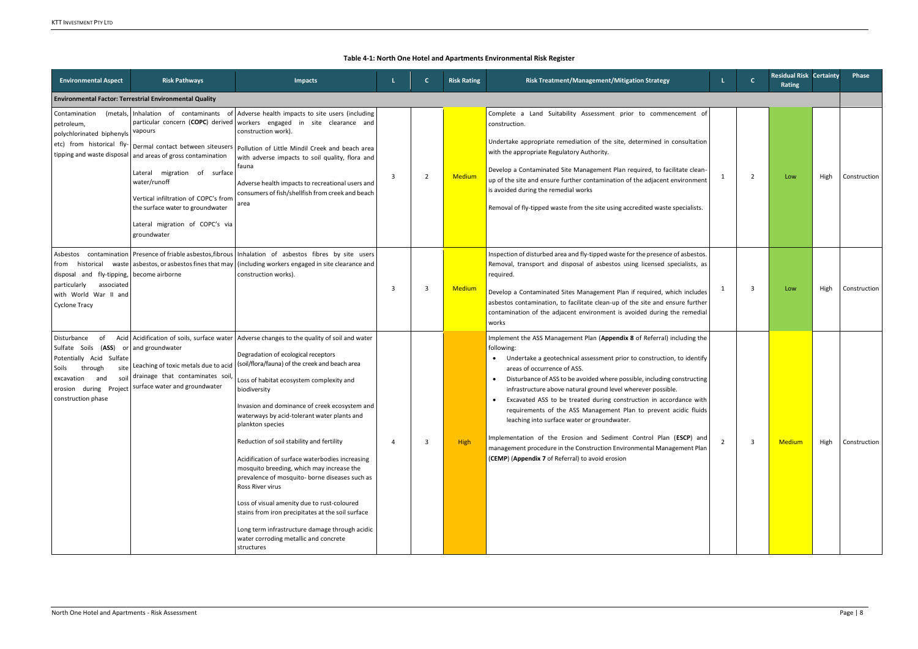**Table 4-1: North One Hotel and Apartments Environmental Risk Register**

| Environmental Aspect | Risk Pathways | Impacts | L | C | Risk Rating | Risk Treatment/Management/Mitigation Strategy | L | C | Residual Risk Rating | Certainty | Phase |
|---|---|---|---|---|---|---|---|---|---|---|---|
| **Environmental Factor: Terrestrial Environmental Quality** | | | | | | | | | | | |
| Contamination (metals, petroleum, polychlorinated biphenyls etc) from historical fly-tipping and waste disposal | Inhalation of contaminants of particular concern (**COPC**) derived vapours<br><br>Dermal contact between siteusers and areas of gross contamination<br><br>Lateral migration of surface water/runoff<br><br>Vertical infiltration of COPC's from the surface water to groundwater<br><br>Lateral migration of COPC's via groundwater | Adverse health impacts to site users (including workers engaged in site clearance and construction work).<br><br>Pollution of Little Mindil Creek and beach area with adverse impacts to soil quality, flora and fauna<br><br>Adverse health impacts to recreational users and consumers of fish/shellfish from creek and beach area | 3 | 2 | Medium | Complete a Land Suitability Assessment prior to commencement of construction.<br><br>Undertake appropriate remediation of the site, determined in consultation with the appropriate Regulatory Authority.<br><br>Develop a Contaminated Site Management Plan required, to facilitate clean-up of the site and ensure further contamination of the adjacent environment is avoided during the remedial works<br><br>Removal of fly-tipped waste from the site using accredited waste specialists. | 1 | 2 | Low | High | Construction |
| Asbestos contamination from historical waste disposal and fly-tipping, particularly associated with World War II and Cyclone Tracy | Presence of friable asbestos,fibrous asbestos, or asbestos fines that may become airborne | Inhalation of asbestos fibres by site users (including workers engaged in site clearance and construction works). | 3 | 3 | Medium | Inspection of disturbed area and fly-tipped waste for the presence of asbestos. Removal, transport and disposal of asbestos using licensed specialists, as required.<br><br>Develop a Contaminated Sites Management Plan if required, which includes asbestos contamination, to facilitate clean-up of the site and ensure further contamination of the adjacent environment is avoided during the remedial works | 1 | 3 | Low | High | Construction |
| Disturbance of Acid Sulfate Soils (**ASS**) or Potentially Acid Sulfate Soils through site excavation and soil erosion during Project construction phase | Acidification of soils, surface water and groundwater<br><br>Leaching of toxic metals due to acid drainage that contaminates soil, surface water and groundwater | Adverse changes to the quality of soil and water<br><br>Degradation of ecological receptors (soil/flora/fauna) of the creek and beach area<br><br>Loss of habitat ecosystem complexity and biodiversity<br><br>Invasion and dominance of creek ecosystem and waterways by acid-tolerant water plants and plankton species<br><br>Reduction of soil stability and fertility<br><br>Acidification of surface waterbodies increasing mosquito breeding, which may increase the prevalence of mosquito- borne diseases such as Ross River virus<br><br>Loss of visual amenity due to rust-coloured stains from iron precipitates at the soil surface<br><br>Long term infrastructure damage through acidic water corroding metallic and concrete structures | 4 | 3 | High | Implement the ASS Management Plan (**Appendix 8** of Referral) including the following:<br>• Undertake a geotechnical assessment prior to construction, to identify areas of occurrence of ASS.<br>• Disturbance of ASS to be avoided where possible, including constructing infrastructure above natural ground level wherever possible.<br>• Excavated ASS to be treated during construction in accordance with requirements of the ASS Management Plan to prevent acidic fluids leaching into surface water or groundwater.<br><br>Implementation of the Erosion and Sediment Control Plan (**ESCP**) and management procedure in the Construction Environmental Management Plan (**CEMP**) (**Appendix 7** of Referral) to avoid erosion | 2 | 3 | Medium | High | Construction |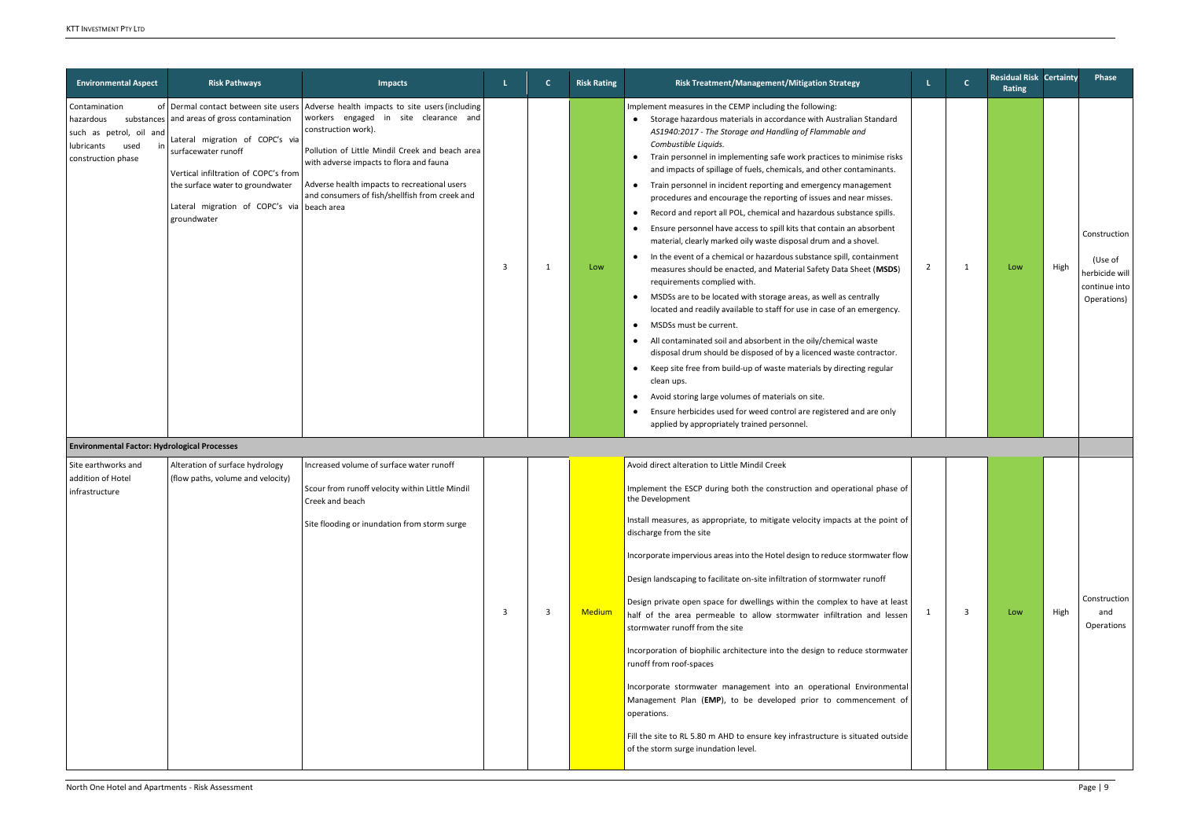| Environmental Aspect | Risk Pathways | Impacts | L | C | Risk Rating | Risk Treatment/Management/Mitigation Strategy | L | C | Residual Risk Rating | Certainty | Phase |
|---|---|---|---|---|---|---|---|---|---|---|---|
| Contamination of hazardous substances such as petrol, oil and lubricants used in construction phase | Dermal contact between site users and areas of gross contamination<br><br>Lateral migration of COPC's via surfacewater runoff<br><br>Vertical infiltration of COPC's from the surface water to groundwater<br><br>Lateral migration of COPC's via groundwater | Adverse health impacts to site users (including workers engaged in site clearance and construction work).<br><br>Pollution of Little Mindil Creek and beach area with adverse impacts to flora and fauna<br><br>Adverse health impacts to recreational users and consumers of fish/shellfish from creek and beach area | 3 | 1 | Low | Implement measures in the CEMP including the following:<br>• Storage hazardous materials in accordance with Australian Standard *AS1940:2017 - The Storage and Handling of Flammable and Combustible Liquids.*<br>• Train personnel in implementing safe work practices to minimise risks and impacts of spillage of fuels, chemicals, and other contaminants.<br>• Train personnel in incident reporting and emergency management procedures and encourage the reporting of issues and near misses.<br>• Record and report all POL, chemical and hazardous substance spills.<br>• Ensure personnel have access to spill kits that contain an absorbent material, clearly marked oily waste disposal drum and a shovel.<br>• In the event of a chemical or hazardous substance spill, containment measures should be enacted, and Material Safety Data Sheet (**MSDS**) requirements complied with.<br>• MSDSs are to be located with storage areas, as well as centrally located and readily available to staff for use in case of an emergency.<br>• MSDSs must be current.<br>• All contaminated soil and absorbent in the oily/chemical waste disposal drum should be disposed of by a licenced waste contractor.<br>• Keep site free from build-up of waste materials by directing regular clean ups.<br>• Avoid storing large volumes of materials on site.<br>• Ensure herbicides used for weed control are registered and are only applied by appropriately trained personnel. | 2 | 1 | Low | High | Construction<br><br>(Use of herbicide will continue into Operations) |
| **Environmental Factor: Hydrological Processes** | | | | | | | | | | | |
| Site earthworks and addition of Hotel infrastructure | Alteration of surface hydrology (flow paths, volume and velocity) | Increased volume of surface water runoff<br><br>Scour from runoff velocity within Little Mindil Creek and beach<br><br>Site flooding or inundation from storm surge | 3 | 3 | Medium | Avoid direct alteration to Little Mindil Creek<br><br>Implement the ESCP during both the construction and operational phase of the Development<br><br>Install measures, as appropriate, to mitigate velocity impacts at the point of discharge from the site<br><br>Incorporate impervious areas into the Hotel design to reduce stormwater flow<br><br>Design landscaping to facilitate on-site infiltration of stormwater runoff<br><br>Design private open space for dwellings within the complex to have at least half of the area permeable to allow stormwater infiltration and lessen stormwater runoff from the site<br><br>Incorporation of biophilic architecture into the design to reduce stormwater runoff from roof-spaces<br><br>Incorporate stormwater management into an operational Environmental Management Plan (**EMP**), to be developed prior to commencement of operations.<br><br>Fill the site to RL 5.80 m AHD to ensure key infrastructure is situated outside of the storm surge inundation level. | 1 | 3 | Low | High | Construction and Operations |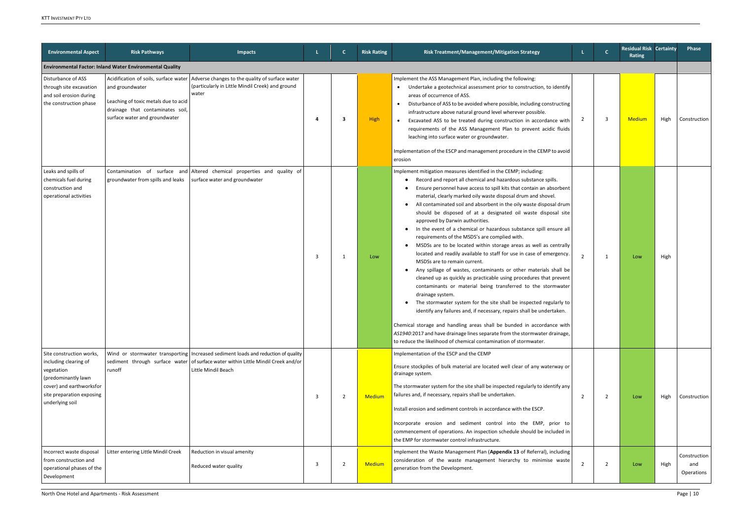| Environmental Aspect | Risk Pathways | Impacts | L | C | Risk Rating | Risk Treatment/Management/Mitigation Strategy | L | C | Residual Risk Rating | Certainty | Phase |
|---|---|---|---|---|---|---|---|---|---|---|---|
| **Environmental Factor: Inland Water Environmental Quality** | | | | | | | | | | | |
| Disturbance of ASS through site excavation and soil erosion during the construction phase | Acidification of soils, surface water and groundwater<br><br>Leaching of toxic metals due to acid drainage that contaminates soil, surface water and groundwater | Adverse changes to the quality of surface water (particularly in Little Mindil Creek) and ground water | 4 | 3 | High | Implement the ASS Management Plan, including the following:<br>• Undertake a geotechnical assessment prior to construction, to identify areas of occurrence of ASS.<br>• Disturbance of ASS to be avoided where possible, including constructing infrastructure above natural ground level wherever possible.<br>• Excavated ASS to be treated during construction in accordance with requirements of the ASS Management Plan to prevent acidic fluids leaching into surface water or groundwater.<br><br>Implementation of the ESCP and management procedure in the CEMP to avoid erosion | 2 | 3 | Medium | High | Construction |
| Leaks and spills of chemicals fuel during construction and operational activities | Contamination of surface and groundwater from spills and leaks | Altered chemical properties and quality of surface water and groundwater | 3 | 1 | Low | Implement mitigation measures identified in the CEMP; including:<br>• Record and report all chemical and hazardous substance spills.<br>• Ensure personnel have access to spill kits that contain an absorbent material, clearly marked oily waste disposal drum and shovel.<br>• All contaminated soil and absorbent in the oily waste disposal drum should be disposed of at a designated oil waste disposal site approved by Darwin authorities.<br>• In the event of a chemical or hazardous substance spill ensure all requirements of the MSDS's are complied with.<br>• MSDSs are to be located within storage areas as well as centrally located and readily available to staff for use in case of emergency. MSDSs are to remain current.<br>• Any spillage of wastes, contaminants or other materials shall be cleaned up as quickly as practicable using procedures that prevent contaminants or material being transferred to the stormwater drainage system.<br>• The stormwater system for the site shall be inspected regularly to identify any failures and, if necessary, repairs shall be undertaken.<br><br>Chemical storage and handling areas shall be bunded in accordance with *AS1940:*2017 and have drainage lines separate from the stormwater drainage, to reduce the likelihood of chemical contamination of stormwater. | 2 | 1 | Low | High | |
| Site construction works, including clearing of vegetation (predominantly lawn cover) and earthworksfor site preparation exposing underlying soil | Wind or stormwater transporting sediment through surface water runoff | Increased sediment loads and reduction of quality of surface water within Little Mindil Creek and/or Little Mindil Beach | 3 | 2 | Medium | Implementation of the ESCP and the CEMP<br><br>Ensure stockpiles of bulk material are located well clear of any waterway or drainage system.<br><br>The stormwater system for the site shall be inspected regularly to identify any failures and, if necessary, repairs shall be undertaken.<br><br>Install erosion and sediment controls in accordance with the ESCP.<br><br>Incorporate erosion and sediment control into the EMP, prior to commencement of operations. An inspection schedule should be included in the EMP for stormwater control infrastructure. | 2 | 2 | Low | High | Construction |
| Incorrect waste disposal from construction and operational phases of the Development | Litter entering Little Mindil Creek | Reduction in visual amenity<br><br>Reduced water quality | 3 | 2 | Medium | Implement the Waste Management Plan (**Appendix 13** of Referral), including consideration of the waste management hierarchy to minimise waste generation from the Development. | 2 | 2 | Low | High | Construction and Operations |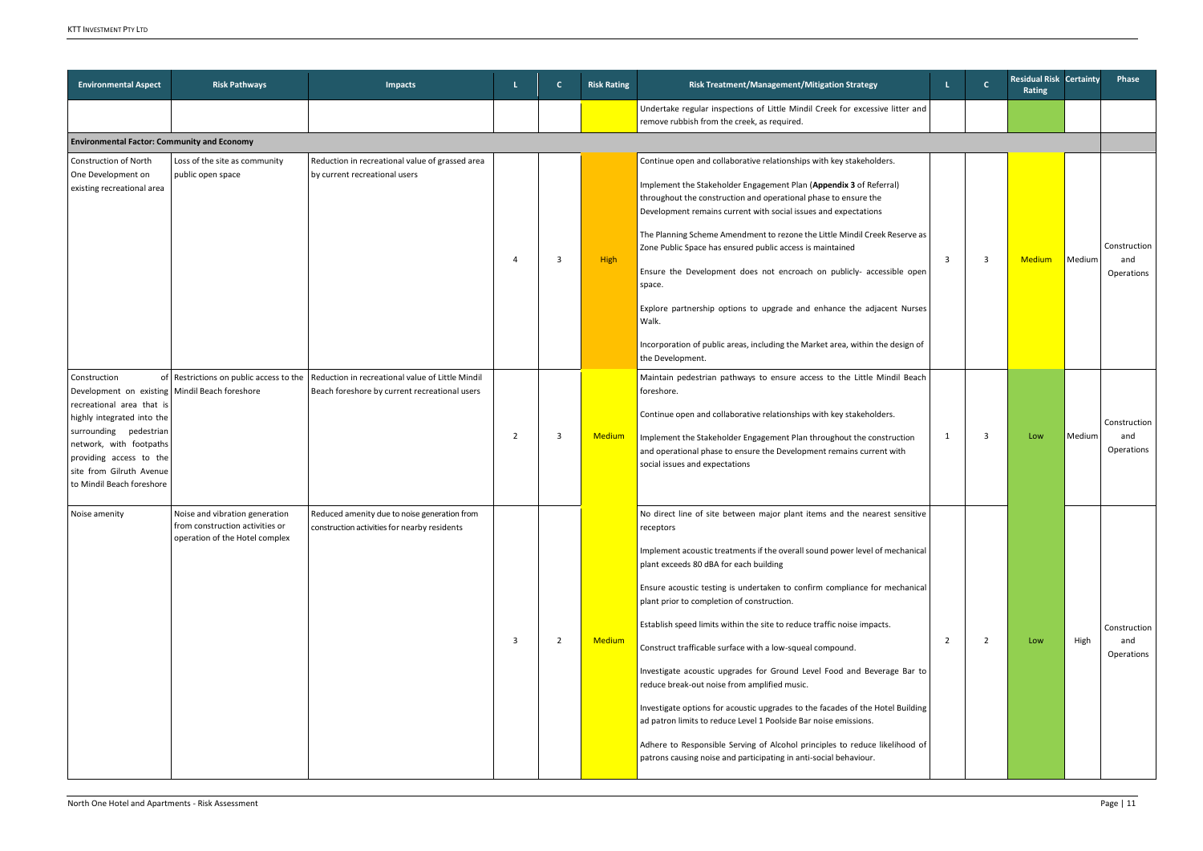| Environmental Aspect | Risk Pathways | Impacts | L | C | Risk Rating | Risk Treatment/Management/Mitigation Strategy | L | C | Residual Risk Rating | Certainty | Phase |
|---|---|---|---|---|---|---|---|---|---|---|---|
| | | | | | | Undertake regular inspections of Little Mindil Creek for excessive litter and remove rubbish from the creek, as required. | | | | | |
| **Environmental Factor: Community and Economy** | | | | | | | | | | | |
| Construction of North One Development on existing recreational area | Loss of the site as community public open space | Reduction in recreational value of grassed area by current recreational users | 4 | 3 | High | Continue open and collaborative relationships with key stakeholders.<br><br>Implement the Stakeholder Engagement Plan (**Appendix 3** of Referral) throughout the construction and operational phase to ensure the Development remains current with social issues and expectations<br><br>The Planning Scheme Amendment to rezone the Little Mindil Creek Reserve as Zone Public Space has ensured public access is maintained<br><br>Ensure the Development does not encroach on publicly- accessible open space.<br><br>Explore partnership options to upgrade and enhance the adjacent Nurses Walk.<br><br>Incorporation of public areas, including the Market area, within the design of the Development. | 3 | 3 | Medium | Medium | Construction and Operations |
| Construction of Development on existing recreational area that is highly integrated into the surrounding pedestrian network, with footpaths providing access to the site from Gilruth Avenue to Mindil Beach foreshore | Restrictions on public access to the Mindil Beach foreshore | Reduction in recreational value of Little Mindil Beach foreshore by current recreational users | 2 | 3 | Medium | Maintain pedestrian pathways to ensure access to the Little Mindil Beach foreshore.<br><br>Continue open and collaborative relationships with key stakeholders.<br><br>Implement the Stakeholder Engagement Plan throughout the construction and operational phase to ensure the Development remains current with social issues and expectations | 1 | 3 | Low | Medium | Construction and Operations |
| Noise amenity | Noise and vibration generation from construction activities or operation of the Hotel complex | Reduced amenity due to noise generation from construction activities for nearby residents | 3 | 2 | Medium | No direct line of site between major plant items and the nearest sensitive receptors<br><br>Implement acoustic treatments if the overall sound power level of mechanical plant exceeds 80 dBA for each building<br><br>Ensure acoustic testing is undertaken to confirm compliance for mechanical plant prior to completion of construction.<br><br>Establish speed limits within the site to reduce traffic noise impacts.<br><br>Construct trafficable surface with a low-squeal compound.<br><br>Investigate acoustic upgrades for Ground Level Food and Beverage Bar to reduce break-out noise from amplified music.<br><br>Investigate options for acoustic upgrades to the facades of the Hotel Building ad patron limits to reduce Level 1 Poolside Bar noise emissions.<br><br>Adhere to Responsible Serving of Alcohol principles to reduce likelihood of patrons causing noise and participating in anti-social behaviour. | 2 | 2 | Low | High | Construction and Operations |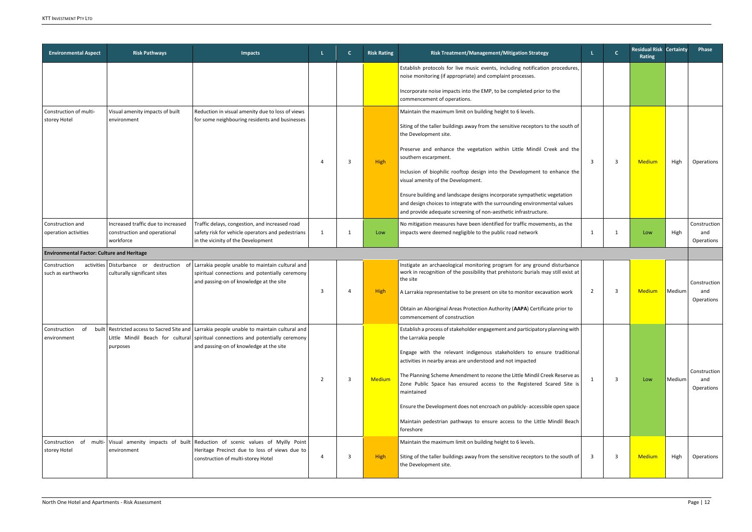| Environmental Aspect | Risk Pathways | Impacts | L | C | Risk Rating | Risk Treatment/Management/Mitigation Strategy | L | C | Residual Risk Rating | Certainty | Phase |
|---|---|---|---|---|---|---|---|---|---|---|---|
| | | | | | | Establish protocols for live music events, including notification procedures, noise monitoring (if appropriate) and complaint processes.<br><br>Incorporate noise impacts into the EMP, to be completed prior to the commencement of operations. | | | | | |
| Construction of multi-storey Hotel | Visual amenity impacts of built environment | Reduction in visual amenity due to loss of views for some neighbouring residents and businesses | 4 | 3 | High | Maintain the maximum limit on building height to 6 levels.<br><br>Siting of the taller buildings away from the sensitive receptors to the south of the Development site.<br><br>Preserve and enhance the vegetation within Little Mindil Creek and the southern escarpment.<br><br>Inclusion of biophilic rooftop design into the Development to enhance the visual amenity of the Development.<br><br>Ensure building and landscape designs incorporate sympathetic vegetation and design choices to integrate with the surrounding environmental values and provide adequate screening of non-aesthetic infrastructure. | 3 | 3 | Medium | High | Operations |
| Construction and operation activities | Increased traffic due to increased construction and operational workforce | Traffic delays, congestion, and increased road safety risk for vehicle operators and pedestrians in the vicinity of the Development | 1 | 1 | Low | No mitigation measures have been identified for traffic movements, as the impacts were deemed negligible to the public road network | 1 | 1 | Low | High | Construction and Operations |
| **Environmental Factor: Culture and Heritage** | | | | | | | | | | | |
| Construction activities such as earthworks | Disturbance or destruction of culturally significant sites | Larrakia people unable to maintain cultural and spiritual connections and potentially ceremony and passing-on of knowledge at the site | 3 | 4 | High | Instigate an archaeological monitoring program for any ground disturbance work in recognition of the possibility that prehistoric burials may still exist at the site<br><br>A Larrakia representative to be present on site to monitor excavation work<br><br>Obtain an Aboriginal Areas Protection Authority (**AAPA**) Certificate prior to commencement of construction | 2 | 3 | Medium | Medium | Construction and Operations |
| Construction of built environment | Restricted access to Sacred Site and Little Mindil Beach for cultural purposes | Larrakia people unable to maintain cultural and spiritual connections and potentially ceremony and passing-on of knowledge at the site | 2 | 3 | Medium | Establish a process of stakeholder engagement and participatory planning with the Larrakia people<br><br>Engage with the relevant indigenous stakeholders to ensure traditional activities in nearby areas are understood and not impacted<br><br>The Planning Scheme Amendment to rezone the Little Mindil Creek Reserve as Zone Public Space has ensured access to the Registered Scared Site is maintained<br><br>Ensure the Development does not encroach on publicly- accessible open space<br><br>Maintain pedestrian pathways to ensure access to the Little Mindil Beach foreshore | 1 | 3 | Low | Medium | Construction and Operations |
| Construction of multi-storey Hotel | Visual amenity impacts of built environment | Reduction of scenic values of Myilly Point Heritage Precinct due to loss of views due to construction of multi-storey Hotel | 4 | 3 | High | Maintain the maximum limit on building height to 6 levels.<br><br>Siting of the taller buildings away from the sensitive receptors to the south of the Development site. | 3 | 3 | Medium | High | Operations |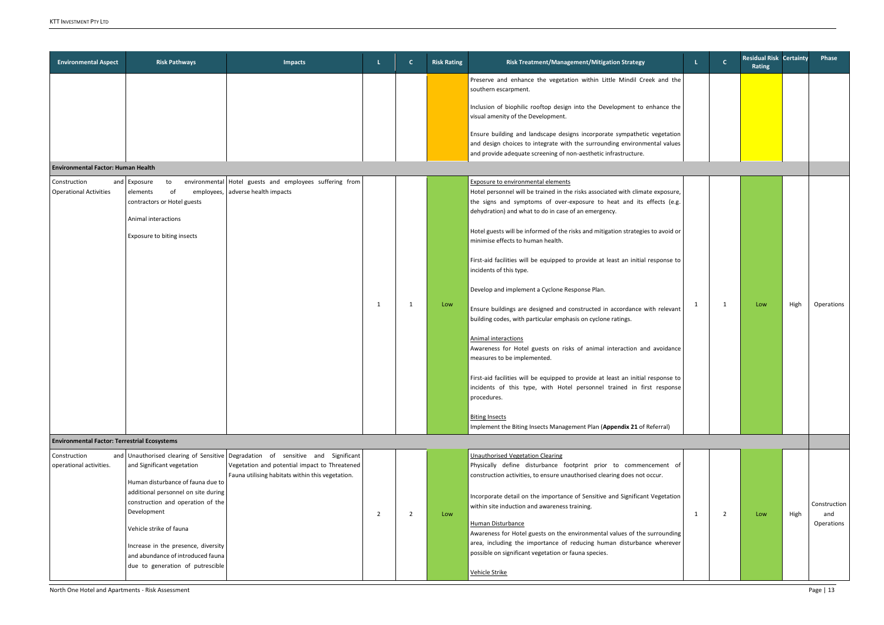| Environmental Aspect | Risk Pathways | Impacts | L | C | Risk Rating | Risk Treatment/Management/Mitigation Strategy | L | C | Residual Risk Rating | Certainty | Phase |
|---|---|---|---|---|---|---|---|---|---|---|---|
| | | | | | | Preserve and enhance the vegetation within Little Mindil Creek and the southern escarpment.<br><br>Inclusion of biophilic rooftop design into the Development to enhance the visual amenity of the Development.<br><br>Ensure building and landscape designs incorporate sympathetic vegetation and design choices to integrate with the surrounding environmental values and provide adequate screening of non-aesthetic infrastructure. | | | | | |
| **Environmental Factor: Human Health** | | | | | | | | | | | |
| Construction and Operational Activities | Exposure to environmental elements of employees, contractors or Hotel guests<br><br>Animal interactions<br><br>Exposure to biting insects | Hotel guests and employees suffering from adverse health impacts | 1 | 1 | Low | Exposure to environmental elements<br>Hotel personnel will be trained in the risks associated with climate exposure, the signs and symptoms of over-exposure to heat and its effects (e.g. dehydration) and what to do in case of an emergency.<br><br>Hotel guests will be informed of the risks and mitigation strategies to avoid or minimise effects to human health.<br><br>First-aid facilities will be equipped to provide at least an initial response to incidents of this type.<br><br>Develop and implement a Cyclone Response Plan.<br><br>Ensure buildings are designed and constructed in accordance with relevant building codes, with particular emphasis on cyclone ratings.<br><br>Animal interactions<br>Awareness for Hotel guests on risks of animal interaction and avoidance measures to be implemented.<br><br>First-aid facilities will be equipped to provide at least an initial response to incidents of this type, with Hotel personnel trained in first response procedures.<br><br>Biting Insects<br>Implement the Biting Insects Management Plan (**Appendix 21** of Referral) | 1 | 1 | Low | High | Operations |
| **Environmental Factor: Terrestrial Ecosystems** | | | | | | | | | | | |
| Construction and operational activities. | Unauthorised clearing of Sensitive and Significant vegetation<br><br>Human disturbance of fauna due to additional personnel on site during construction and operation of the Development<br><br>Vehicle strike of fauna<br><br>Increase in the presence, diversity and abundance of introduced fauna due to generation of putrescible | Degradation of sensitive and Significant Vegetation and potential impact to Threatened Fauna utilising habitats within this vegetation. | 2 | 2 | Low | Unauthorised Vegetation Clearing<br>Physically define disturbance footprint prior to commencement of construction activities, to ensure unauthorised clearing does not occur.<br><br>Incorporate detail on the importance of Sensitive and Significant Vegetation within site induction and awareness training.<br><br>Human Disturbance<br>Awareness for Hotel guests on the environmental values of the surrounding area, including the importance of reducing human disturbance wherever possible on significant vegetation or fauna species.<br><br>Vehicle Strike | 1 | 2 | Low | High | Construction and Operations |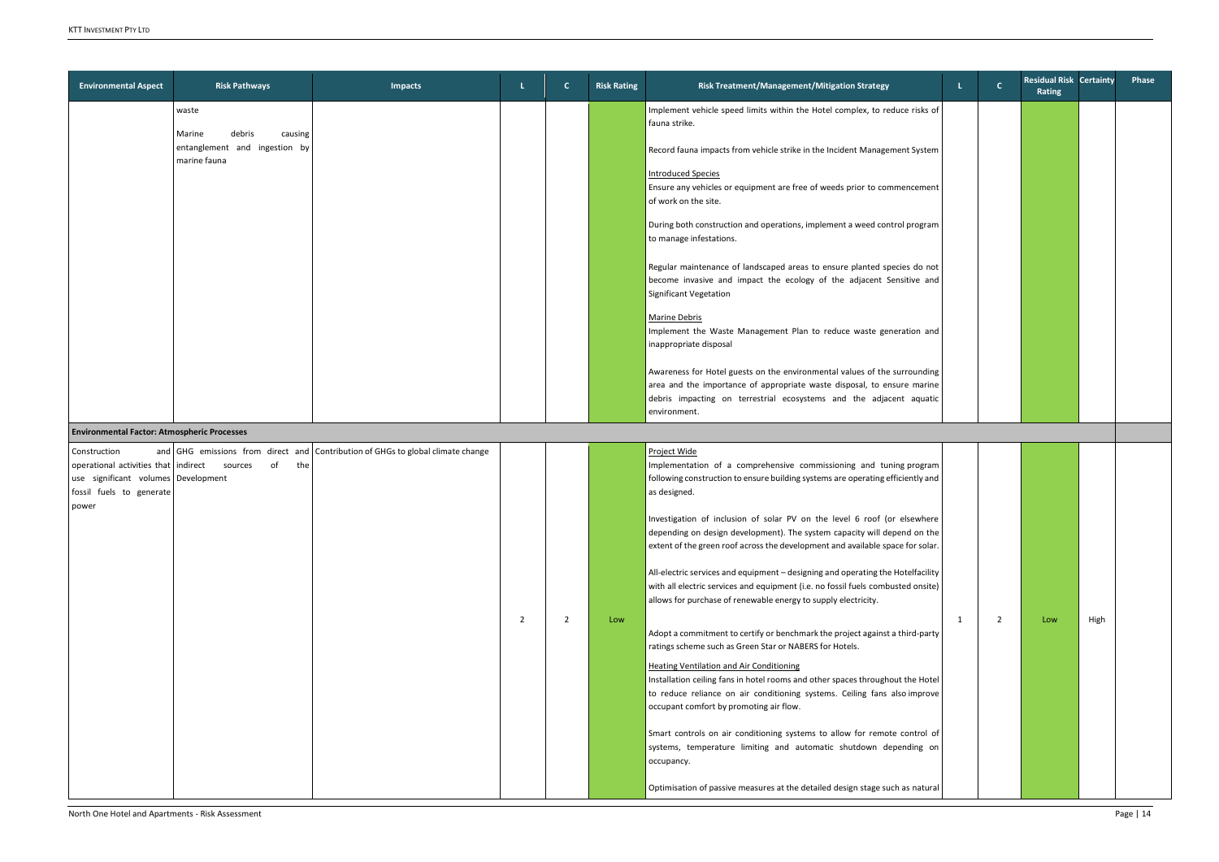| Environmental Aspect | Risk Pathways | Impacts | L | C | Risk Rating | Risk Treatment/Management/Mitigation Strategy | L | C | Residual Risk Rating | Certainty | Phase |
|---|---|---|---|---|---|---|---|---|---|---|---|
| | waste<br><br>Marine debris causing entanglement and ingestion by marine fauna | | | | | Implement vehicle speed limits within the Hotel complex, to reduce risks of fauna strike.<br><br>Record fauna impacts from vehicle strike in the Incident Management System<br><br>Introduced Species<br>Ensure any vehicles or equipment are free of weeds prior to commencement of work on the site.<br><br>During both construction and operations, implement a weed control program to manage infestations.<br><br>Regular maintenance of landscaped areas to ensure planted species do not become invasive and impact the ecology of the adjacent Sensitive and Significant Vegetation<br><br>Marine Debris<br>Implement the Waste Management Plan to reduce waste generation and inappropriate disposal<br><br>Awareness for Hotel guests on the environmental values of the surrounding area and the importance of appropriate waste disposal, to ensure marine debris impacting on terrestrial ecosystems and the adjacent aquatic environment. | | | | | |
| **Environmental Factor: Atmospheric Processes** | | | | | | | | | | | |
| Construction and operational activities that use significant volumes fossil fuels to generate power | GHG emissions from direct and indirect sources of the Development | Contribution of GHGs to global climate change | 2 | 2 | Low | Project Wide<br>Implementation of a comprehensive commissioning and tuning program following construction to ensure building systems are operating efficiently and as designed.<br><br>Investigation of inclusion of solar PV on the level 6 roof (or elsewhere depending on design development). The system capacity will depend on the extent of the green roof across the development and available space for solar.<br><br>All-electric services and equipment – designing and operating the Hotelfacility with all electric services and equipment (i.e. no fossil fuels combusted onsite) allows for purchase of renewable energy to supply electricity.<br><br>Adopt a commitment to certify or benchmark the project against a third-party ratings scheme such as Green Star or NABERS for Hotels.<br><br>Heating Ventilation and Air Conditioning<br>Installation ceiling fans in hotel rooms and other spaces throughout the Hotel to reduce reliance on air conditioning systems. Ceiling fans also improve occupant comfort by promoting air flow.<br><br>Smart controls on air conditioning systems to allow for remote control of systems, temperature limiting and automatic shutdown depending on occupancy.<br><br>Optimisation of passive measures at the detailed design stage such as natural | 1 | 2 | Low | High | |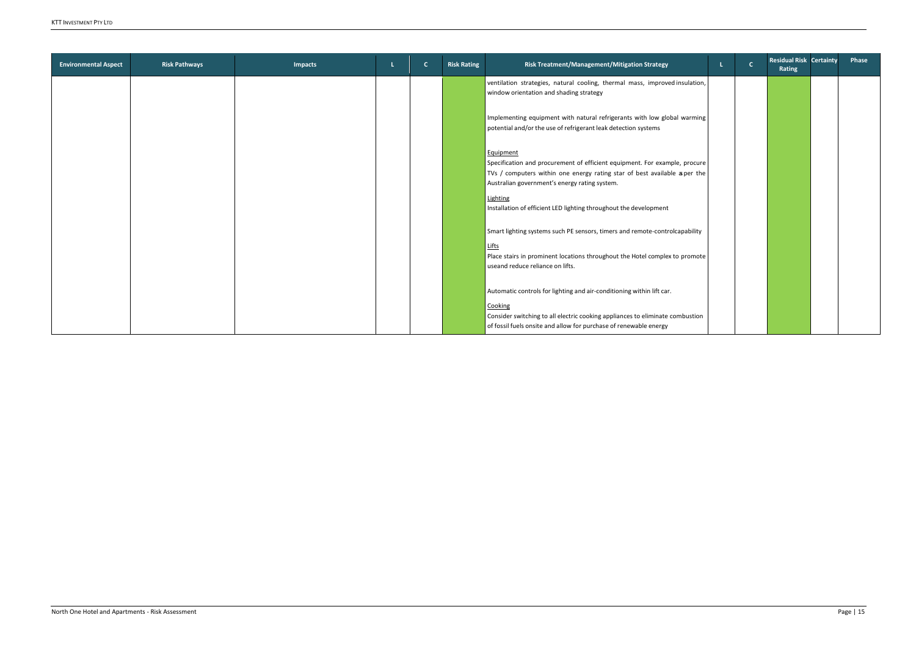| Environmental Aspect | Risk Pathways | Impacts | L | C | Risk Rating | Risk Treatment/Management/Mitigation Strategy | L | C | Residual Risk Rating | Certainty | Phase |
|---|---|---|---|---|---|---|---|---|---|---|---|
| | | | | | | ventilation strategies, natural cooling, thermal mass, improved insulation, window orientation and shading strategy<br><br>Implementing equipment with natural refrigerants with low global warming potential and/or the use of refrigerant leak detection systems<br><br>Equipment<br>Specification and procurement of efficient equipment. For example, procure TVs / computers within one energy rating star of best available as per the Australian government's energy rating system.<br><br>Lighting<br>Installation of efficient LED lighting throughout the development<br><br>Smart lighting systems such PE sensors, timers and remote-controlcapability<br><br>Lifts<br>Place stairs in prominent locations throughout the Hotel complex to promote useand reduce reliance on lifts.<br><br>Automatic controls for lighting and air-conditioning within lift car.<br><br>Cooking<br>Consider switching to all electric cooking appliances to eliminate combustion of fossil fuels onsite and allow for purchase of renewable energy | | | | | |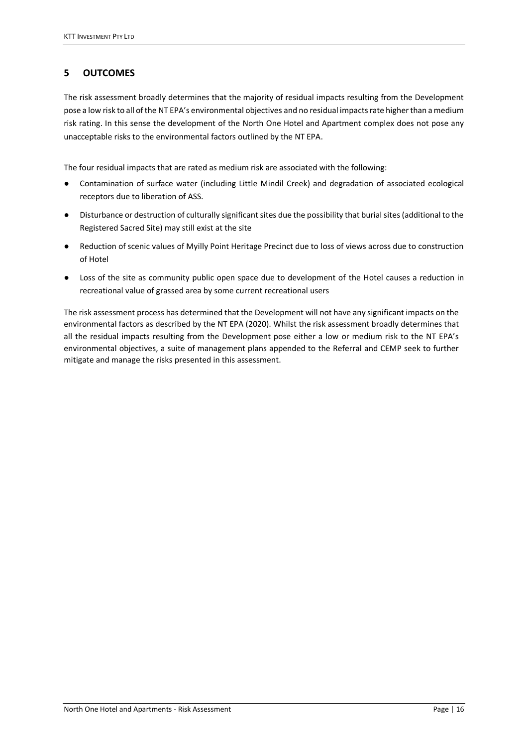## 5 OUTCOMES

The risk assessment broadly determines that the majority of residual impacts resulting from the Development pose a low risk to all of the NT EPA's environmental objectives and no residual impacts rate higher than a medium risk rating. In this sense the development of the North One Hotel and Apartment complex does not pose any unacceptable risks to the environmental factors outlined by the NT EPA.

The four residual impacts that are rated as medium risk are associated with the following:

- Contamination of surface water (including Little Mindil Creek) and degradation of associated ecological receptors due to liberation of ASS.
- Disturbance or destruction of culturally significant sites due the possibility that burial sites (additional to the Registered Sacred Site) may still exist at the site
- Reduction of scenic values of Myilly Point Heritage Precinct due to loss of views across due to construction of Hotel
- Loss of the site as community public open space due to development of the Hotel causes a reduction in recreational value of grassed area by some current recreational users

The risk assessment process has determined that the Development will not have any significant impacts on the environmental factors as described by the NT EPA (2020). Whilst the risk assessment broadly determines that all the residual impacts resulting from the Development pose either a low or medium risk to the NT EPA's environmental objectives, a suite of management plans appended to the Referral and CEMP seek to further mitigate and manage the risks presented in this assessment.